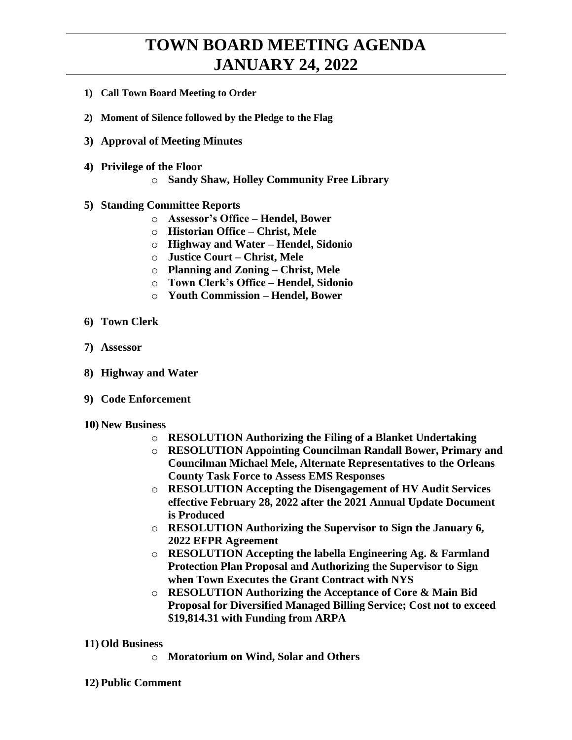# TOWN BOARD MEETING AGENDA
# JANUARY 24, 2022

1) **Call Town Board Meeting to Order**
2) **Moment of Silence followed by the Pledge to the Flag**
3) **Approval of Meeting Minutes**
4) **Privilege of the Floor**
   - **Sandy Shaw, Holley Community Free Library**
5) **Standing Committee Reports**
   - **Assessor's Office – Hendel, Bower**
   - **Historian Office – Christ, Mele**
   - **Highway and Water – Hendel, Sidonio**
   - **Justice Court – Christ, Mele**
   - **Planning and Zoning – Christ, Mele**
   - **Town Clerk's Office – Hendel, Sidonio**
   - **Youth Commission – Hendel, Bower**
6) **Town Clerk**
7) **Assessor**
8) **Highway and Water**
9) **Code Enforcement**
10) **New Business**
    - **RESOLUTION Authorizing the Filing of a Blanket Undertaking**
    - **RESOLUTION Appointing Councilman Randall Bower, Primary and Councilman Michael Mele, Alternate Representatives to the Orleans County Task Force to Assess EMS Responses**
    - **RESOLUTION Accepting the Disengagement of HV Audit Services effective February 28, 2022 after the 2021 Annual Update Document is Produced**
    - **RESOLUTION Authorizing the Supervisor to Sign the January 6, 2022 EFPR Agreement**
    - **RESOLUTION Accepting the labella Engineering Ag. & Farmland Protection Plan Proposal and Authorizing the Supervisor to Sign when Town Executes the Grant Contract with NYS**
    - **RESOLUTION Authorizing the Acceptance of Core & Main Bid Proposal for Diversified Managed Billing Service; Cost not to exceed $19,814.31 with Funding from ARPA**
11) **Old Business**
    - **Moratorium on Wind, Solar and Others**
12) **Public Comment**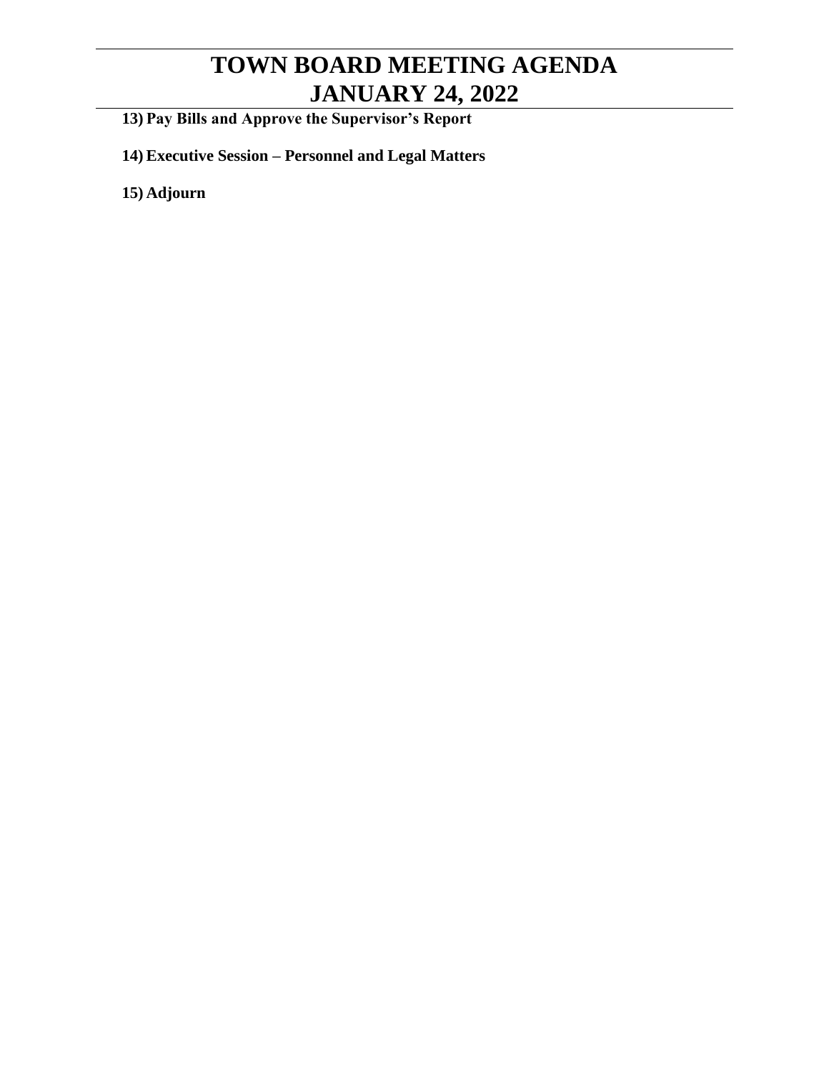13) **Pay Bills and Approve the Supervisor's Report**

14) **Executive Session – Personnel and Legal Matters**

15) **Adjourn**